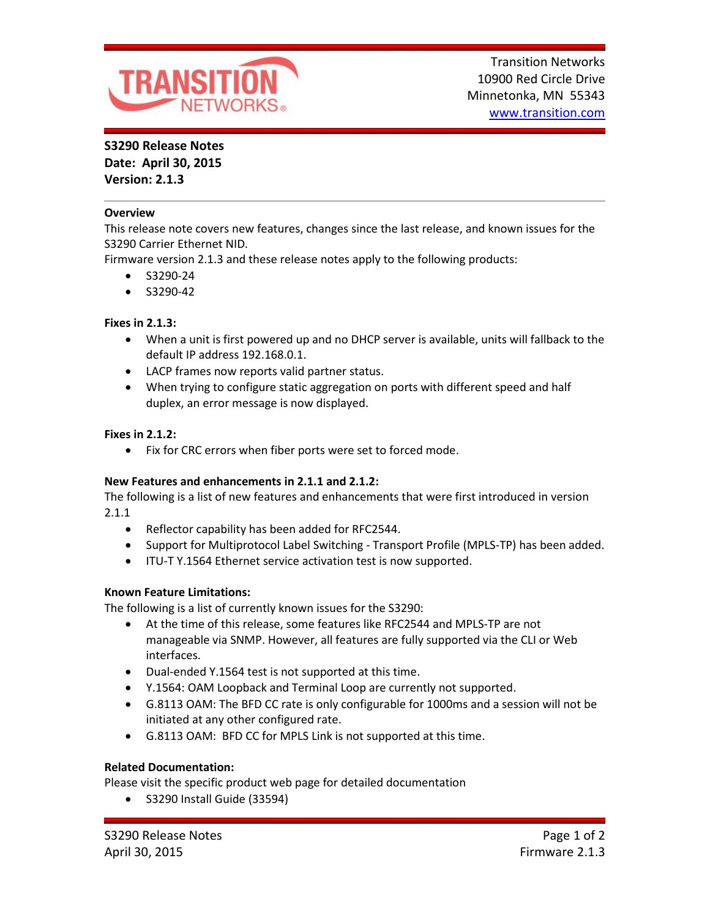Transition Networks
10900 Red Circle Drive
Minnetonka, MN 55343
www.transition.com

**S3290 Release Notes**
**Date: April 30, 2015**
**Version: 2.1.3**

### Overview

This release note covers new features, changes since the last release, and known issues for the S3290 Carrier Ethernet NID.

Firmware version 2.1.3 and these release notes apply to the following products:

- S3290-24
- S3290-42

### Fixes in 2.1.3:

- When a unit is first powered up and no DHCP server is available, units will fallback to the default IP address 192.168.0.1.
- LACP frames now reports valid partner status.
- When trying to configure static aggregation on ports with different speed and half duplex, an error message is now displayed.

### Fixes in 2.1.2:

- Fix for CRC errors when fiber ports were set to forced mode.

### New Features and enhancements in 2.1.1 and 2.1.2:

The following is a list of new features and enhancements that were first introduced in version 2.1.1

- Reflector capability has been added for RFC2544.
- Support for Multiprotocol Label Switching - Transport Profile (MPLS-TP) has been added.
- ITU-T Y.1564 Ethernet service activation test is now supported.

### Known Feature Limitations:

The following is a list of currently known issues for the S3290:

- At the time of this release, some features like RFC2544 and MPLS-TP are not manageable via SNMP. However, all features are fully supported via the CLI or Web interfaces.
- Dual-ended Y.1564 test is not supported at this time.
- Y.1564: OAM Loopback and Terminal Loop are currently not supported.
- G.8113 OAM: The BFD CC rate is only configurable for 1000ms and a session will not be initiated at any other configured rate.
- G.8113 OAM: BFD CC for MPLS Link is not supported at this time.

### Related Documentation:

Please visit the specific product web page for detailed documentation

- S3290 Install Guide (33594)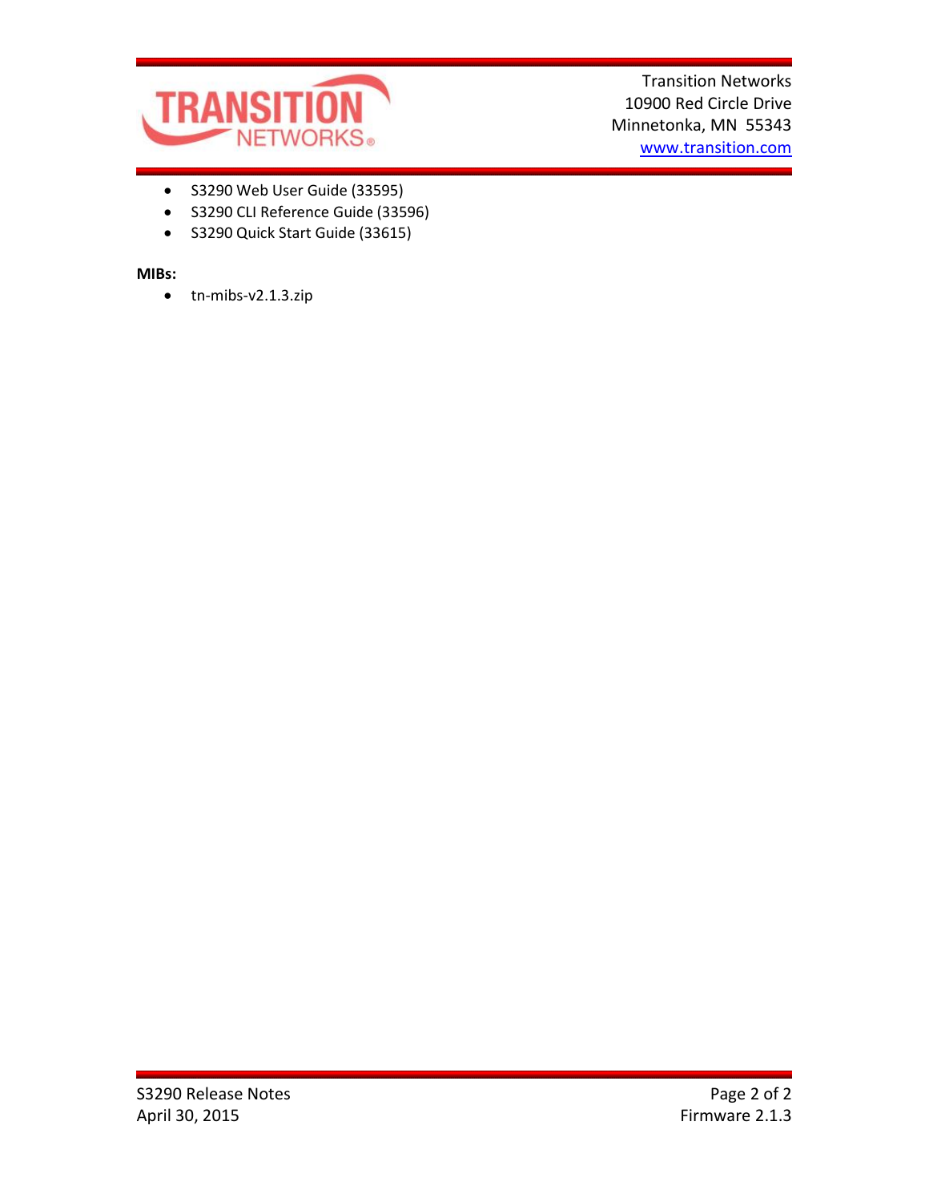- S3290 Web User Guide (33595)
- S3290 CLI Reference Guide (33596)
- S3290 Quick Start Guide (33615)

**MIBs:**

- tn-mibs-v2.1.3.zip